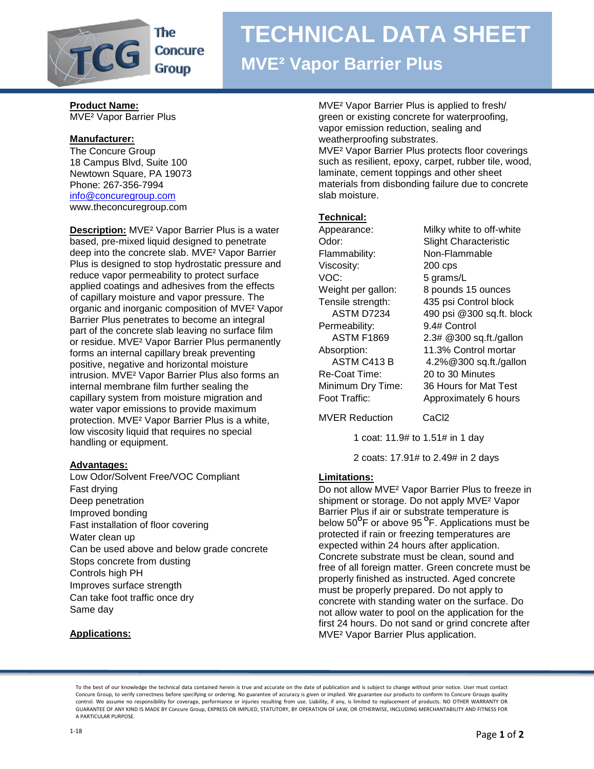# TECHNICAL DATA SHEET

## MVE² Vapor Barrier Plus

**Product Name:**
MVE² Vapor Barrier Plus

**Manufacturer:**
The Concure Group
18 Campus Blvd, Suite 100
Newtown Square, PA 19073
Phone: 267-356-7994
info@concuregroup.com
www.theconcuregroup.com

**Description:** MVE² Vapor Barrier Plus is a water based, pre-mixed liquid designed to penetrate deep into the concrete slab. MVE² Vapor Barrier Plus is designed to stop hydrostatic pressure and reduce vapor permeability to protect surface applied coatings and adhesives from the effects of capillary moisture and vapor pressure. The organic and inorganic composition of MVE² Vapor Barrier Plus penetrates to become an integral part of the concrete slab leaving no surface film or residue. MVE² Vapor Barrier Plus permanently forms an internal capillary break preventing positive, negative and horizontal moisture intrusion. MVE² Vapor Barrier Plus also forms an internal membrane film further sealing the capillary system from moisture migration and water vapor emissions to provide maximum protection. MVE² Vapor Barrier Plus is a white, low viscosity liquid that requires no special handling or equipment.

**Advantages:**
Low Odor/Solvent Free/VOC Compliant
Fast drying
Deep penetration
Improved bonding
Fast installation of floor covering
Water clean up
Can be used above and below grade concrete
Stops concrete from dusting
Controls high PH
Improves surface strength
Can take foot traffic once dry
Same day

**Applications:**

MVE² Vapor Barrier Plus is applied to fresh/green or existing concrete for waterproofing, vapor emission reduction, sealing and weatherproofing substrates.
MVE² Vapor Barrier Plus protects floor coverings such as resilient, epoxy, carpet, rubber tile, wood, laminate, cement toppings and other sheet materials from disbonding failure due to concrete slab moisture.

**Technical:**

| | |
|---|---|
| Appearance: | Milky white to off-white |
| Odor: | Slight Characteristic |
| Flammability: | Non-Flammable |
| Viscosity: | 200 cps |
| VOC: | 5 grams/L |
| Weight per gallon: | 8 pounds 15 ounces |
| Tensile strength: | 435 psi Control block |
| ASTM D7234 | 490 psi @300 sq.ft. block |
| Permeability: | 9.4# Control |
| ASTM F1869 | 2.3# @300 sq.ft./gallon |
| Absorption: | 11.3% Control mortar |
| ASTM C413 B | 4.2%@300 sq.ft./gallon |
| Re-Coat Time: | 20 to 30 Minutes |
| Minimum Dry Time: | 36 Hours for Mat Test |
| Foot Traffic: | Approximately 6 hours |
| MVER Reduction | CaCl2 |

1 coat: 11.9# to 1.51# in 1 day

2 coats: 17.91# to 2.49# in 2 days

**Limitations:**
Do not allow MVE² Vapor Barrier Plus to freeze in shipment or storage. Do not apply MVE² Vapor Barrier Plus if air or substrate temperature is below 50°F or above 95°F. Applications must be protected if rain or freezing temperatures are expected within 24 hours after application. Concrete substrate must be clean, sound and free of all foreign matter. Green concrete must be properly finished as instructed. Aged concrete must be properly prepared. Do not apply to concrete with standing water on the surface. Do not allow water to pool on the application for the first 24 hours. Do not sand or grind concrete after MVE² Vapor Barrier Plus application.

To the best of our knowledge the technical data contained herein is true and accurate on the date of publication and is subject to change without prior notice. User must contact Concure Group, to verify correctness before specifying or ordering. No guarantee of accuracy is given or implied. We guarantee our products to conform to Concure Groups quality control. We assume no responsibility for coverage, performance or injuries resulting from use. Liability, if any, is limited to replacement of products. NO OTHER WARRANTY OR GUARANTEE OF ANY KIND IS MADE BY Concure Group, EXPRESS OR IMPLIED, STATUTORY, BY OPERATION OF LAW, OR OTHERWISE, INCLUDING MERCHANTABILITY AND FITNESS FOR A PARTICULAR PURPOSE.

1-18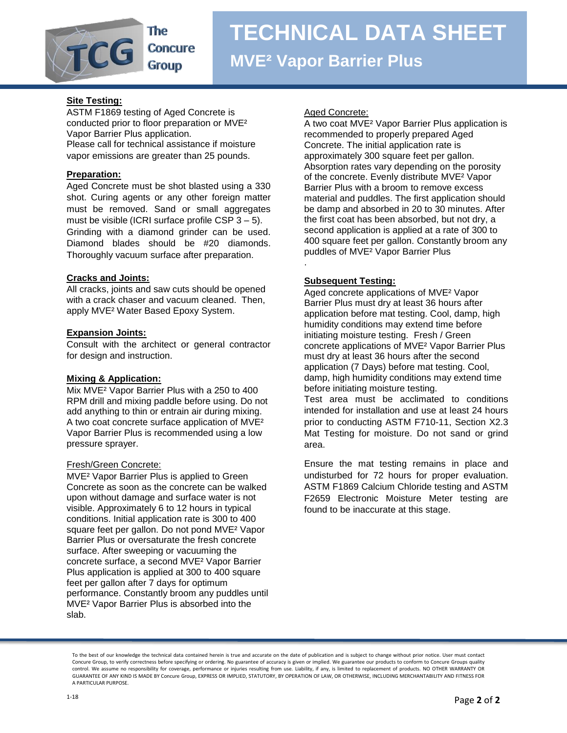# TECHNICAL DATA SHEET

## MVE² Vapor Barrier Plus

**Site Testing:**

ASTM F1869 testing of Aged Concrete is conducted prior to floor preparation or MVE² Vapor Barrier Plus application.
Please call for technical assistance if moisture vapor emissions are greater than 25 pounds.

**Preparation:**

Aged Concrete must be shot blasted using a 330 shot. Curing agents or any other foreign matter must be removed. Sand or small aggregates must be visible (ICRI surface profile CSP 3 – 5). Grinding with a diamond grinder can be used. Diamond blades should be #20 diamonds. Thoroughly vacuum surface after preparation.

**Cracks and Joints:**

All cracks, joints and saw cuts should be opened with a crack chaser and vacuum cleaned. Then, apply MVE² Water Based Epoxy System.

**Expansion Joints:**

Consult with the architect or general contractor for design and instruction.

**Mixing & Application:**

Mix MVE² Vapor Barrier Plus with a 250 to 400 RPM drill and mixing paddle before using. Do not add anything to thin or entrain air during mixing. A two coat concrete surface application of MVE² Vapor Barrier Plus is recommended using a low pressure sprayer.

Fresh/Green Concrete:

MVE² Vapor Barrier Plus is applied to Green Concrete as soon as the concrete can be walked upon without damage and surface water is not visible. Approximately 6 to 12 hours in typical conditions. Initial application rate is 300 to 400 square feet per gallon. Do not pond MVE² Vapor Barrier Plus or oversaturate the fresh concrete surface. After sweeping or vacuuming the concrete surface, a second MVE² Vapor Barrier Plus application is applied at 300 to 400 square feet per gallon after 7 days for optimum performance. Constantly broom any puddles until MVE² Vapor Barrier Plus is absorbed into the slab.

Aged Concrete:

A two coat MVE² Vapor Barrier Plus application is recommended to properly prepared Aged Concrete. The initial application rate is approximately 300 square feet per gallon. Absorption rates vary depending on the porosity of the concrete. Evenly distribute MVE² Vapor Barrier Plus with a broom to remove excess material and puddles. The first application should be damp and absorbed in 20 to 30 minutes. After the first coat has been absorbed, but not dry, a second application is applied at a rate of 300 to 400 square feet per gallon. Constantly broom any puddles of MVE² Vapor Barrier Plus

.

**Subsequent Testing:**

Aged concrete applications of MVE² Vapor Barrier Plus must dry at least 36 hours after application before mat testing. Cool, damp, high humidity conditions may extend time before initiating moisture testing. Fresh / Green concrete applications of MVE² Vapor Barrier Plus must dry at least 36 hours after the second application (7 Days) before mat testing. Cool, damp, high humidity conditions may extend time before initiating moisture testing.
Test area must be acclimated to conditions intended for installation and use at least 24 hours prior to conducting ASTM F710-11, Section X2.3 Mat Testing for moisture. Do not sand or grind area.

Ensure the mat testing remains in place and undisturbed for 72 hours for proper evaluation. ASTM F1869 Calcium Chloride testing and ASTM F2659 Electronic Moisture Meter testing are found to be inaccurate at this stage.

To the best of our knowledge the technical data contained herein is true and accurate on the date of publication and is subject to change without prior notice. User must contact Concure Group, to verify correctness before specifying or ordering. No guarantee of accuracy is given or implied. We guarantee our products to conform to Concure Groups quality control. We assume no responsibility for coverage, performance or injuries resulting from use. Liability, if any, is limited to replacement of products. NO OTHER WARRANTY OR GUARANTEE OF ANY KIND IS MADE BY Concure Group, EXPRESS OR IMPLIED, STATUTORY, BY OPERATION OF LAW, OR OTHERWISE, INCLUDING MERCHANTABILITY AND FITNESS FOR A PARTICULAR PURPOSE.

1-18